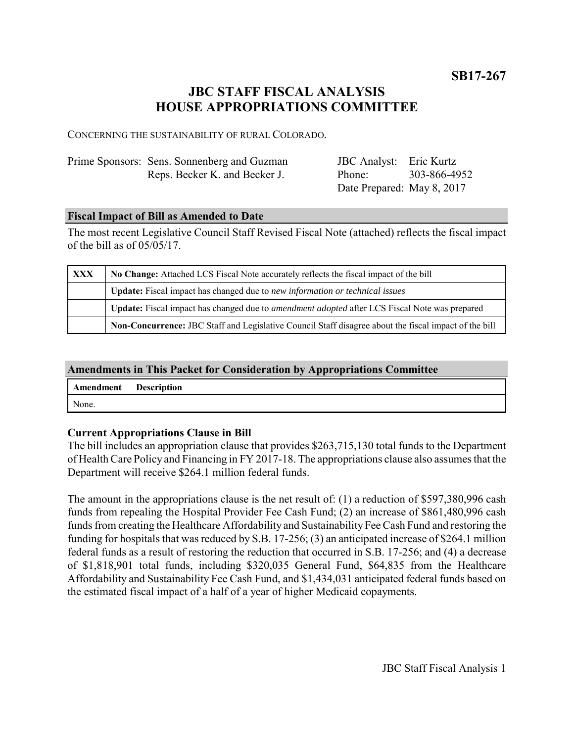**SB17-267**

# JBC STAFF FISCAL ANALYSIS
# HOUSE APPROPRIATIONS COMMITTEE

CONCERNING THE SUSTAINABILITY OF RURAL COLORADO.

| | | | |
|---|---|---|---|
| Prime Sponsors: | Sens. Sonnenberg and Guzman | JBC Analyst: | Eric Kurtz |
| | Reps. Becker K. and Becker J. | Phone: | 303-866-4952 |
| | | Date Prepared: | May 8, 2017 |

## Fiscal Impact of Bill as Amended to Date

The most recent Legislative Council Staff Revised Fiscal Note (attached) reflects the fiscal impact of the bill as of 05/05/17.

| | |
|---|---|
| XXX | **No Change:** Attached LCS Fiscal Note accurately reflects the fiscal impact of the bill |
| | **Update:** Fiscal impact has changed due to *new information or technical issues* |
| | **Update:** Fiscal impact has changed due to *amendment adopted* after LCS Fiscal Note was prepared |
| | **Non-Concurrence:** JBC Staff and Legislative Council Staff disagree about the fiscal impact of the bill |

## Amendments in This Packet for Consideration by Appropriations Committee

| Amendment | Description |
|---|---|
| None. | |

### Current Appropriations Clause in Bill

The bill includes an appropriation clause that provides $263,715,130 total funds to the Department of Health Care Policy and Financing in FY 2017-18. The appropriations clause also assumes that the Department will receive $264.1 million federal funds.

The amount in the appropriations clause is the net result of: (1) a reduction of $597,380,996 cash funds from repealing the Hospital Provider Fee Cash Fund; (2) an increase of $861,480,996 cash funds from creating the Healthcare Affordability and Sustainability Fee Cash Fund and restoring the funding for hospitals that was reduced by S.B. 17-256; (3) an anticipated increase of $264.1 million federal funds as a result of restoring the reduction that occurred in S.B. 17-256; and (4) a decrease of $1,818,901 total funds, including $320,035 General Fund, $64,835 from the Healthcare Affordability and Sustainability Fee Cash Fund, and $1,434,031 anticipated federal funds based on the estimated fiscal impact of a half of a year of higher Medicaid copayments.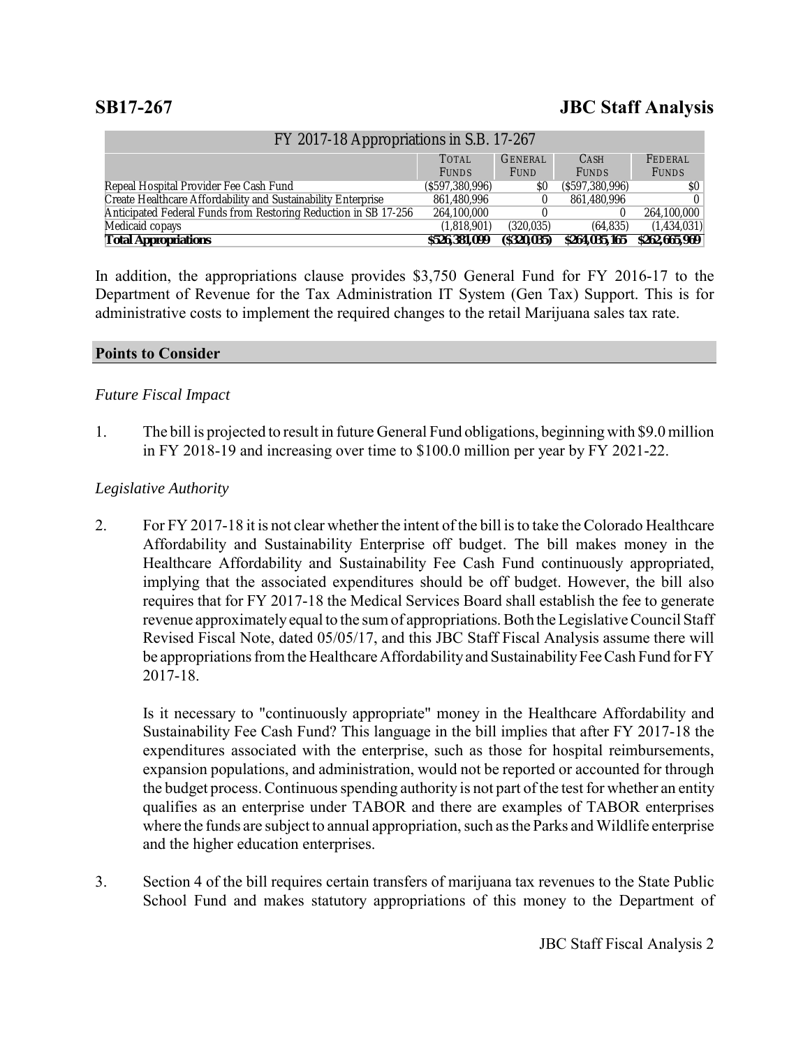| FY 2017-18 Appropriations in S.B. 17-267 | | | | |
|---|---|---|---|---|
| | TOTAL FUNDS | GENERAL FUND | CASH FUNDS | FEDERAL FUNDS |
| Repeal Hospital Provider Fee Cash Fund | ($597,380,996) | $0 | ($597,380,996) | $0 |
| Create Healthcare Affordability and Sustainability Enterprise | 861,480,996 | 0 | 861,480,996 | 0 |
| Anticipated Federal Funds from Restoring Reduction in SB 17-256 | 264,100,000 | 0 | 0 | 264,100,000 |
| Medicaid copays | (1,818,901) | (320,035) | (64,835) | (1,434,031) |
| **Total Appropriations** | **$526,381,099** | **($320,035)** | **$264,035,165** | **$262,665,969** |

In addition, the appropriations clause provides $3,750 General Fund for FY 2016-17 to the Department of Revenue for the Tax Administration IT System (Gen Tax) Support. This is for administrative costs to implement the required changes to the retail Marijuana sales tax rate.

## Points to Consider

*Future Fiscal Impact*

1. The bill is projected to result in future General Fund obligations, beginning with $9.0 million in FY 2018-19 and increasing over time to $100.0 million per year by FY 2021-22.

*Legislative Authority*

2. For FY 2017-18 it is not clear whether the intent of the bill is to take the Colorado Healthcare Affordability and Sustainability Enterprise off budget. The bill makes money in the Healthcare Affordability and Sustainability Fee Cash Fund continuously appropriated, implying that the associated expenditures should be off budget. However, the bill also requires that for FY 2017-18 the Medical Services Board shall establish the fee to generate revenue approximately equal to the sum of appropriations. Both the Legislative Council Staff Revised Fiscal Note, dated 05/05/17, and this JBC Staff Fiscal Analysis assume there will be appropriations from the Healthcare Affordability and Sustainability Fee Cash Fund for FY 2017-18.

   Is it necessary to "continuously appropriate" money in the Healthcare Affordability and Sustainability Fee Cash Fund? This language in the bill implies that after FY 2017-18 the expenditures associated with the enterprise, such as those for hospital reimbursements, expansion populations, and administration, would not be reported or accounted for through the budget process. Continuous spending authority is not part of the test for whether an entity qualifies as an enterprise under TABOR and there are examples of TABOR enterprises where the funds are subject to annual appropriation, such as the Parks and Wildlife enterprise and the higher education enterprises.

3. Section 4 of the bill requires certain transfers of marijuana tax revenues to the State Public School Fund and makes statutory appropriations of this money to the Department of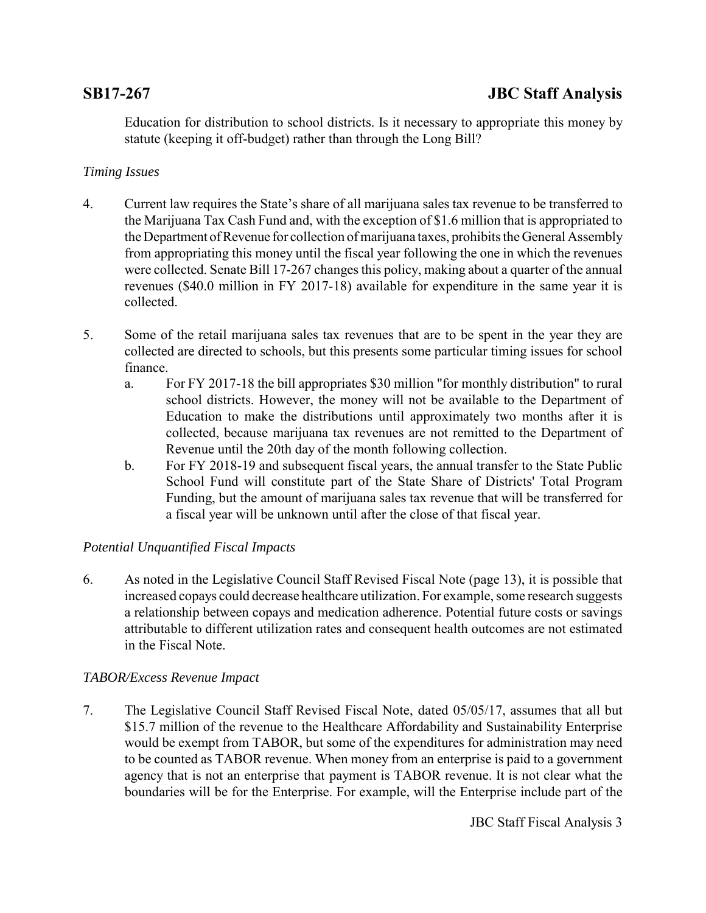Education for distribution to school districts. Is it necessary to appropriate this money by statute (keeping it off-budget) rather than through the Long Bill?

*Timing Issues*

4. Current law requires the State's share of all marijuana sales tax revenue to be transferred to the Marijuana Tax Cash Fund and, with the exception of $1.6 million that is appropriated to the Department of Revenue for collection of marijuana taxes, prohibits the General Assembly from appropriating this money until the fiscal year following the one in which the revenues were collected. Senate Bill 17-267 changes this policy, making about a quarter of the annual revenues ($40.0 million in FY 2017-18) available for expenditure in the same year it is collected.

5. Some of the retail marijuana sales tax revenues that are to be spent in the year they are collected are directed to schools, but this presents some particular timing issues for school finance.
   a. For FY 2017-18 the bill appropriates $30 million "for monthly distribution" to rural school districts. However, the money will not be available to the Department of Education to make the distributions until approximately two months after it is collected, because marijuana tax revenues are not remitted to the Department of Revenue until the 20th day of the month following collection.
   b. For FY 2018-19 and subsequent fiscal years, the annual transfer to the State Public School Fund will constitute part of the State Share of Districts' Total Program Funding, but the amount of marijuana sales tax revenue that will be transferred for a fiscal year will be unknown until after the close of that fiscal year.

*Potential Unquantified Fiscal Impacts*

6. As noted in the Legislative Council Staff Revised Fiscal Note (page 13), it is possible that increased copays could decrease healthcare utilization. For example, some research suggests a relationship between copays and medication adherence. Potential future costs or savings attributable to different utilization rates and consequent health outcomes are not estimated in the Fiscal Note.

*TABOR/Excess Revenue Impact*

7. The Legislative Council Staff Revised Fiscal Note, dated 05/05/17, assumes that all but $15.7 million of the revenue to the Healthcare Affordability and Sustainability Enterprise would be exempt from TABOR, but some of the expenditures for administration may need to be counted as TABOR revenue. When money from an enterprise is paid to a government agency that is not an enterprise that payment is TABOR revenue. It is not clear what the boundaries will be for the Enterprise. For example, will the Enterprise include part of the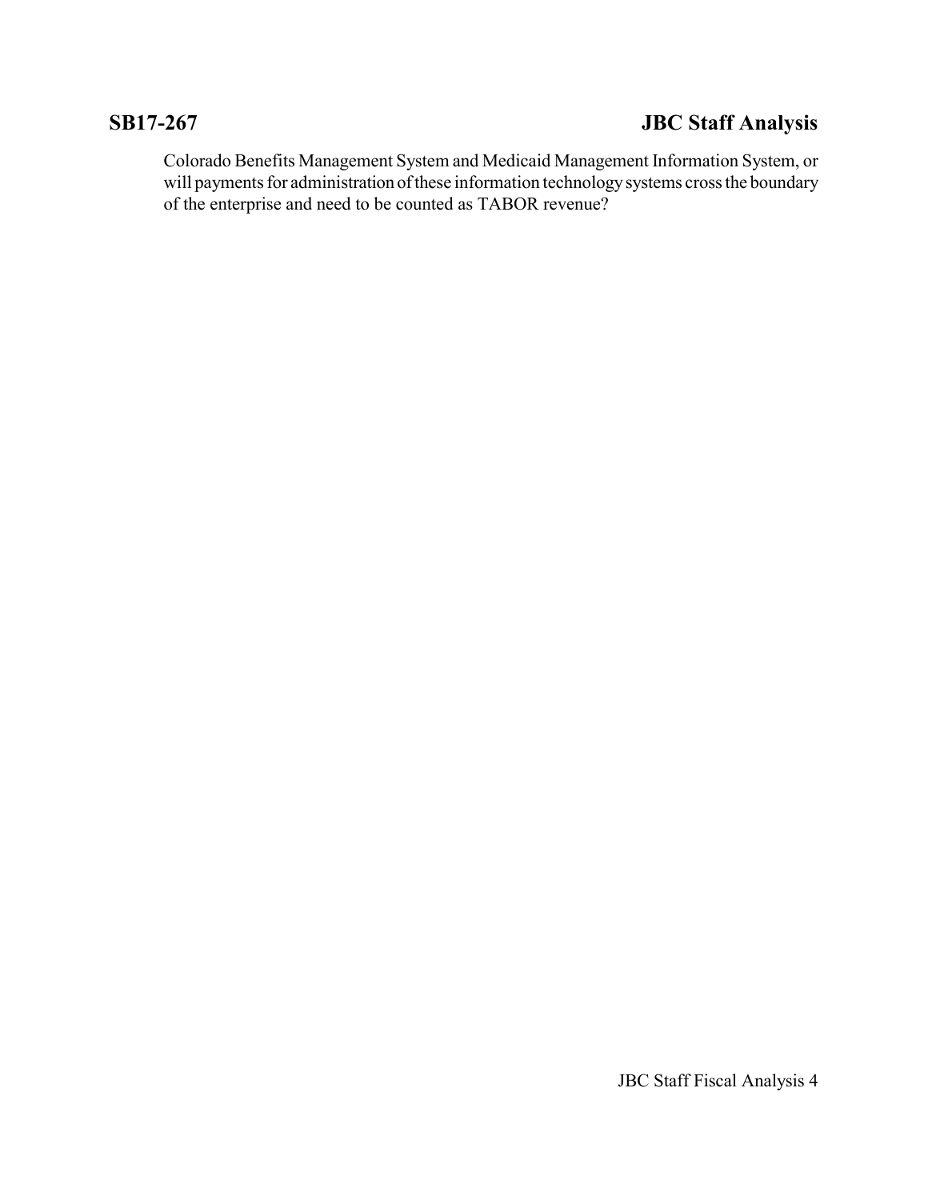Colorado Benefits Management System and Medicaid Management Information System, or will payments for administration of these information technology systems cross the boundary of the enterprise and need to be counted as TABOR revenue?